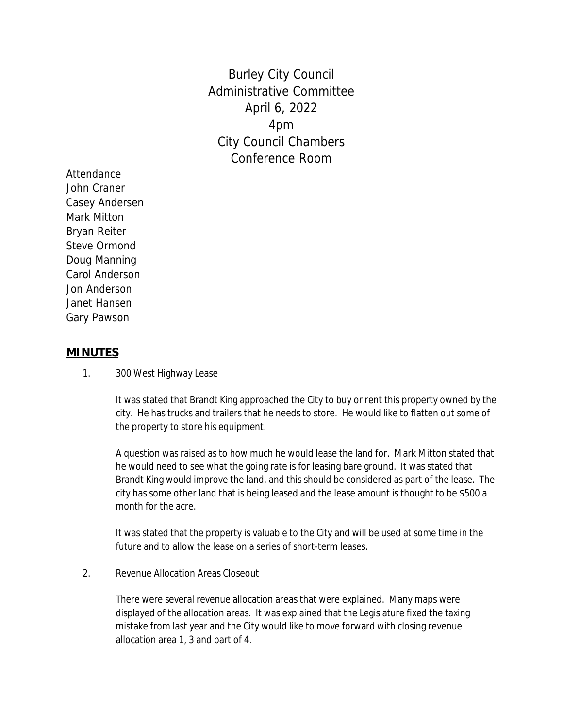# Burley City Council
# Administrative Committee
# April 6, 2022
# 4pm
# City Council Chambers
# Conference Room

Attendance

John Craner
Casey Andersen
Mark Mitton
Bryan Reiter
Steve Ormond
Doug Manning
Carol Anderson
Jon Anderson
Janet Hansen
Gary Pawson

## MINUTES

1. 300 West Highway Lease

   It was stated that Brandt King approached the City to buy or rent this property owned by the city. He has trucks and trailers that he needs to store. He would like to flatten out some of the property to store his equipment.

   A question was raised as to how much he would lease the land for. Mark Mitton stated that he would need to see what the going rate is for leasing bare ground. It was stated that Brandt King would improve the land, and this should be considered as part of the lease. The city has some other land that is being leased and the lease amount is thought to be $500 a month for the acre.

   It was stated that the property is valuable to the City and will be used at some time in the future and to allow the lease on a series of short-term leases.

2. Revenue Allocation Areas Closeout

   There were several revenue allocation areas that were explained. Many maps were displayed of the allocation areas. It was explained that the Legislature fixed the taxing mistake from last year and the City would like to move forward with closing revenue allocation area 1, 3 and part of 4.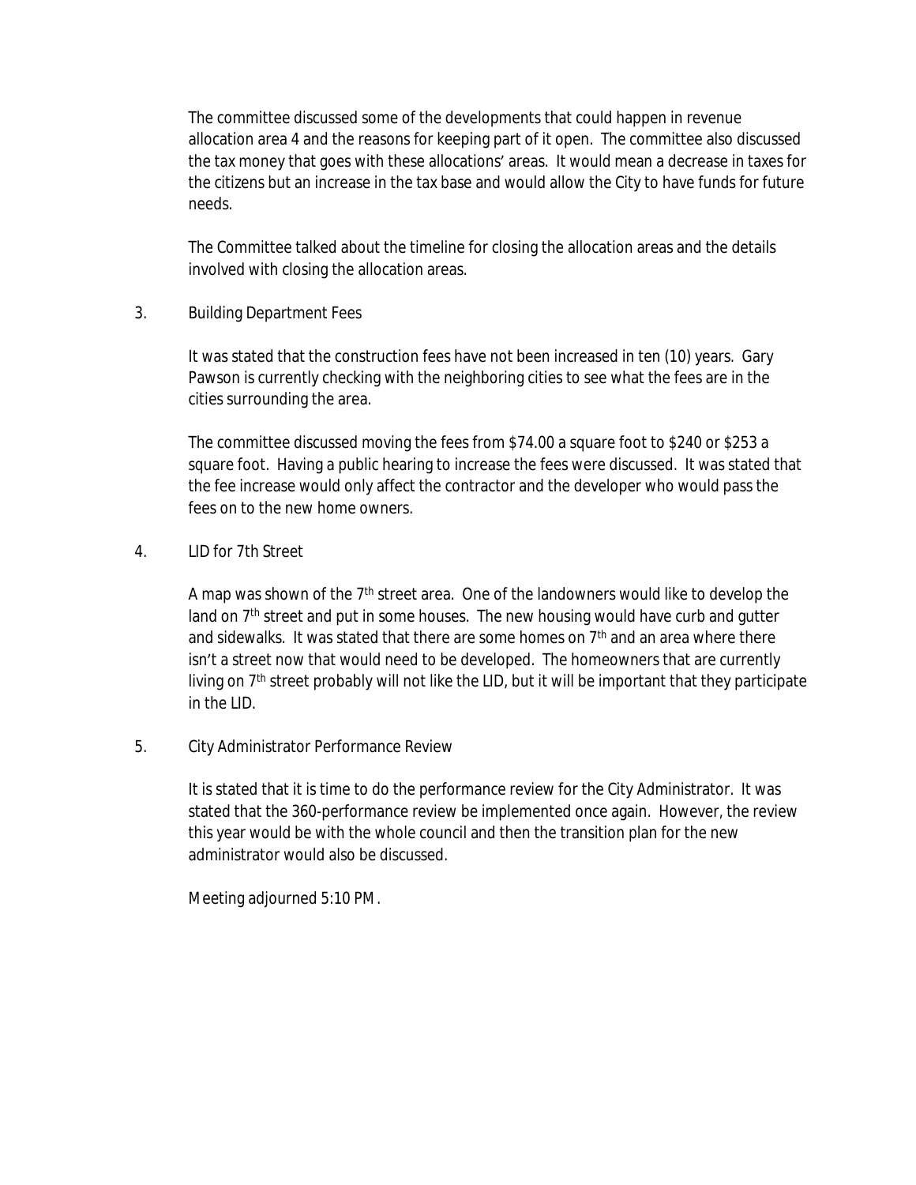The committee discussed some of the developments that could happen in revenue allocation area 4 and the reasons for keeping part of it open. The committee also discussed the tax money that goes with these allocations' areas. It would mean a decrease in taxes for the citizens but an increase in the tax base and would allow the City to have funds for future needs.

The Committee talked about the timeline for closing the allocation areas and the details involved with closing the allocation areas.

3. Building Department Fees

It was stated that the construction fees have not been increased in ten (10) years. Gary Pawson is currently checking with the neighboring cities to see what the fees are in the cities surrounding the area.

The committee discussed moving the fees from $74.00 a square foot to $240 or $253 a square foot. Having a public hearing to increase the fees were discussed. It was stated that the fee increase would only affect the contractor and the developer who would pass the fees on to the new home owners.

4. LID for 7th Street

A map was shown of the 7th street area. One of the landowners would like to develop the land on 7th street and put in some houses. The new housing would have curb and gutter and sidewalks. It was stated that there are some homes on 7th and an area where there isn't a street now that would need to be developed. The homeowners that are currently living on 7th street probably will not like the LID, but it will be important that they participate in the LID.

5. City Administrator Performance Review

It is stated that it is time to do the performance review for the City Administrator. It was stated that the 360-performance review be implemented once again. However, the review this year would be with the whole council and then the transition plan for the new administrator would also be discussed.

Meeting adjourned 5:10 PM.